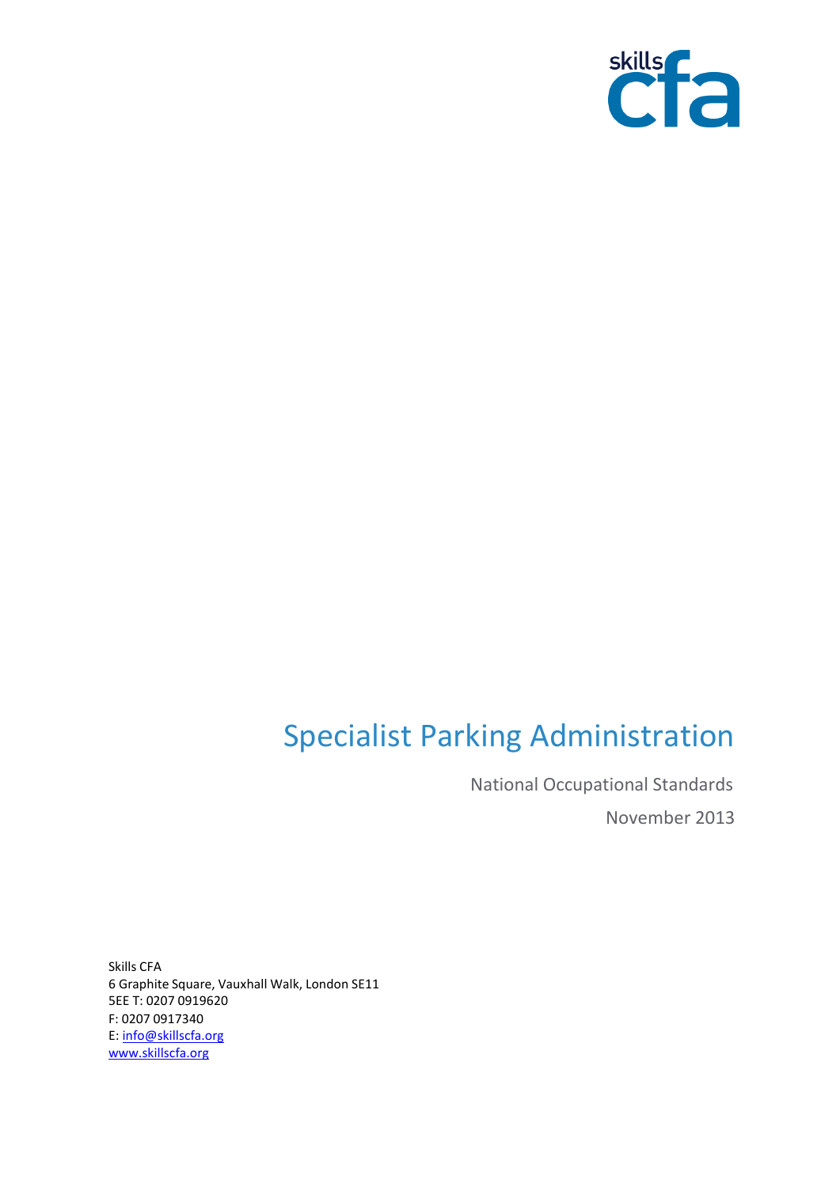skills cfa

# Specialist Parking Administration

National Occupational Standards

November 2013

Skills CFA
6 Graphite Square, Vauxhall Walk, London SE11
5EE T: 0207 0919620
F: 0207 0917340
E: info@skillscfa.org
www.skillscfa.org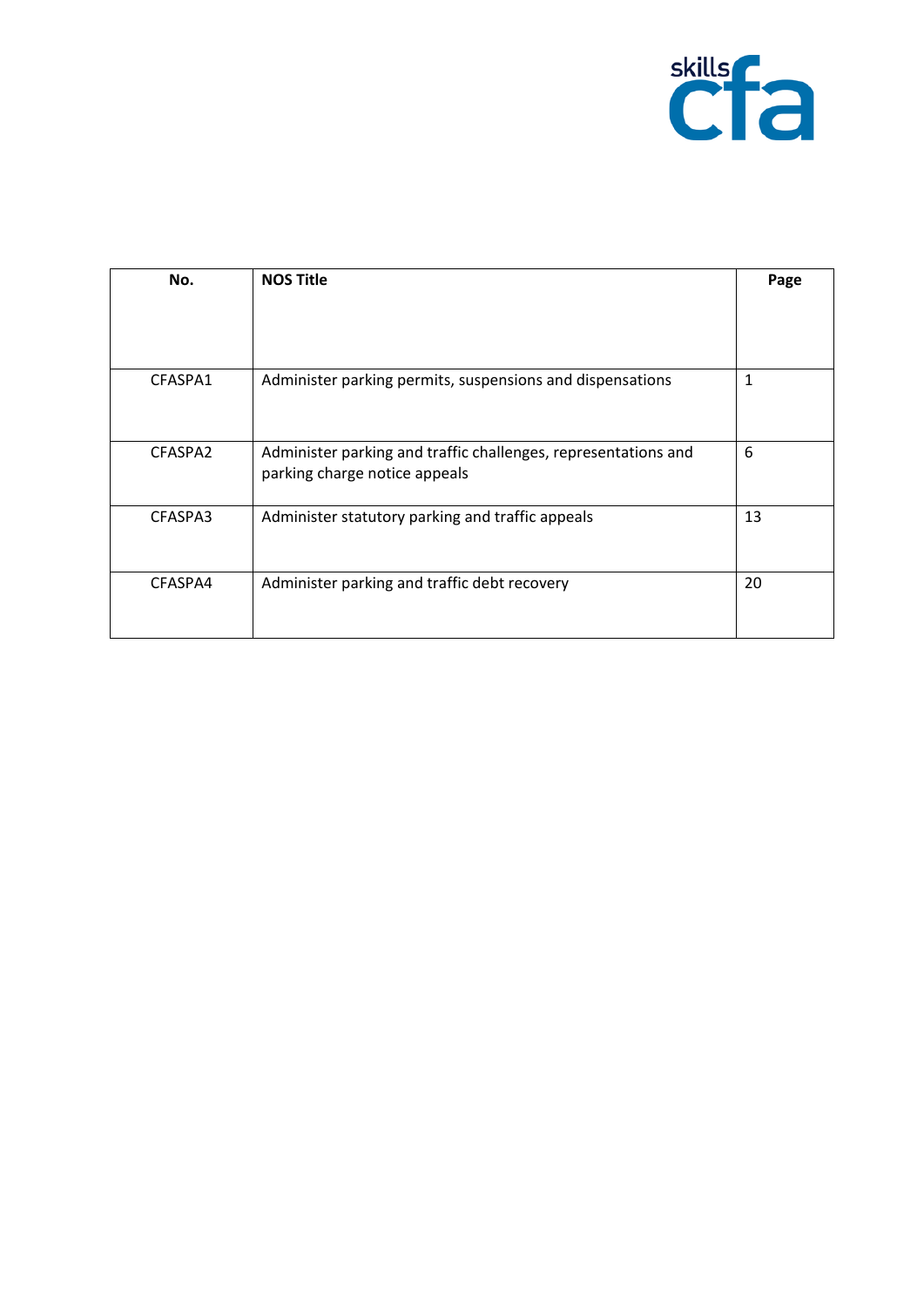| No. | NOS Title | Page |
|---|---|---|
| CFASPA1 | Administer parking permits, suspensions and dispensations | 1 |
| CFASPA2 | Administer parking and traffic challenges, representations and parking charge notice appeals | 6 |
| CFASPA3 | Administer statutory parking and traffic appeals | 13 |
| CFASPA4 | Administer parking and traffic debt recovery | 20 |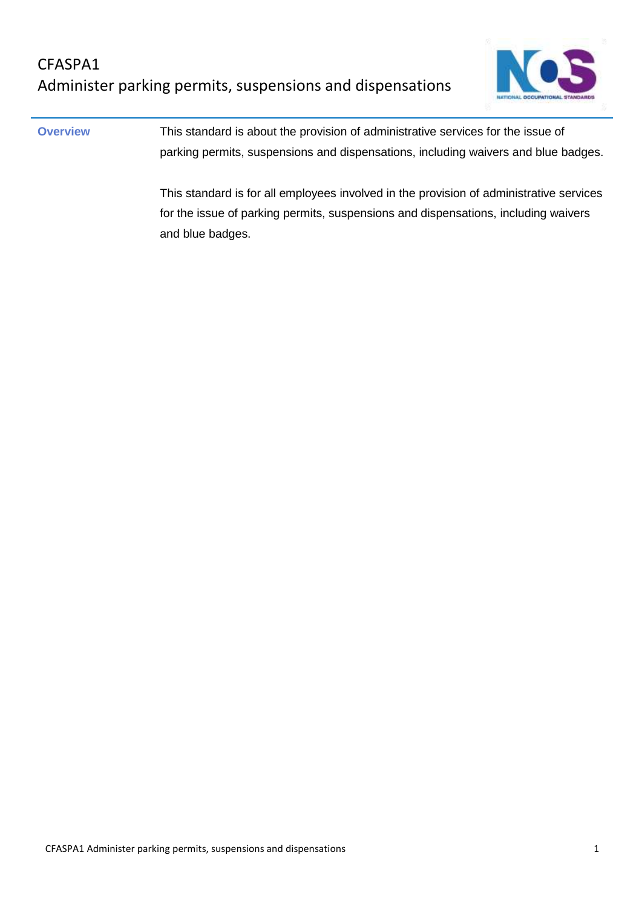# CFASPA1
## Administer parking permits, suspensions and dispensations

**Overview**

This standard is about the provision of administrative services for the issue of parking permits, suspensions and dispensations, including waivers and blue badges.

This standard is for all employees involved in the provision of administrative services for the issue of parking permits, suspensions and dispensations, including waivers and blue badges.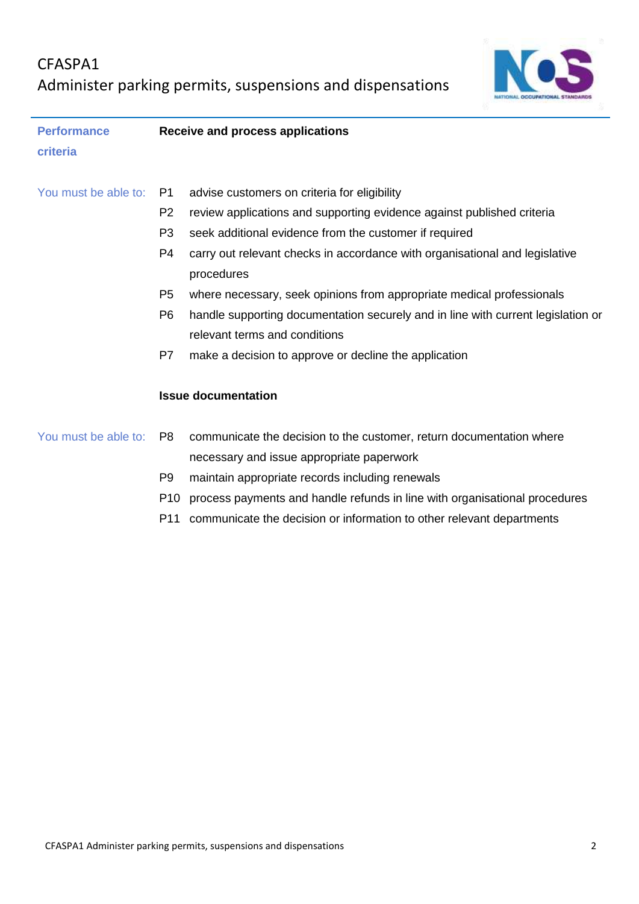## Performance criteria

### Receive and process applications

You must be able to:

- P1 advise customers on criteria for eligibility
- P2 review applications and supporting evidence against published criteria
- P3 seek additional evidence from the customer if required
- P4 carry out relevant checks in accordance with organisational and legislative procedures
- P5 where necessary, seek opinions from appropriate medical professionals
- P6 handle supporting documentation securely and in line with current legislation or relevant terms and conditions
- P7 make a decision to approve or decline the application

### Issue documentation

You must be able to:

- P8 communicate the decision to the customer, return documentation where necessary and issue appropriate paperwork
- P9 maintain appropriate records including renewals
- P10 process payments and handle refunds in line with organisational procedures
- P11 communicate the decision or information to other relevant departments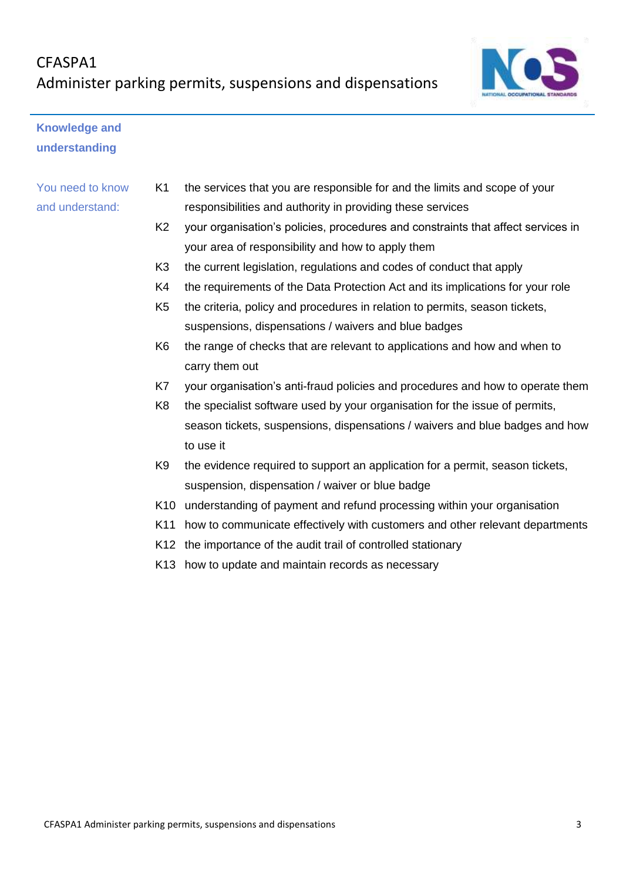## Knowledge and understanding

| You need to know and understand: | | |
|---|---|---|
| | K1 | the services that you are responsible for and the limits and scope of your responsibilities and authority in providing these services |
| | K2 | your organisation's policies, procedures and constraints that affect services in your area of responsibility and how to apply them |
| | K3 | the current legislation, regulations and codes of conduct that apply |
| | K4 | the requirements of the Data Protection Act and its implications for your role |
| | K5 | the criteria, policy and procedures in relation to permits, season tickets, suspensions, dispensations / waivers and blue badges |
| | K6 | the range of checks that are relevant to applications and how and when to carry them out |
| | K7 | your organisation's anti-fraud policies and procedures and how to operate them |
| | K8 | the specialist software used by your organisation for the issue of permits, season tickets, suspensions, dispensations / waivers and blue badges and how to use it |
| | K9 | the evidence required to support an application for a permit, season tickets, suspension, dispensation / waiver or blue badge |
| | K10 | understanding of payment and refund processing within your organisation |
| | K11 | how to communicate effectively with customers and other relevant departments |
| | K12 | the importance of the audit trail of controlled stationary |
| | K13 | how to update and maintain records as necessary |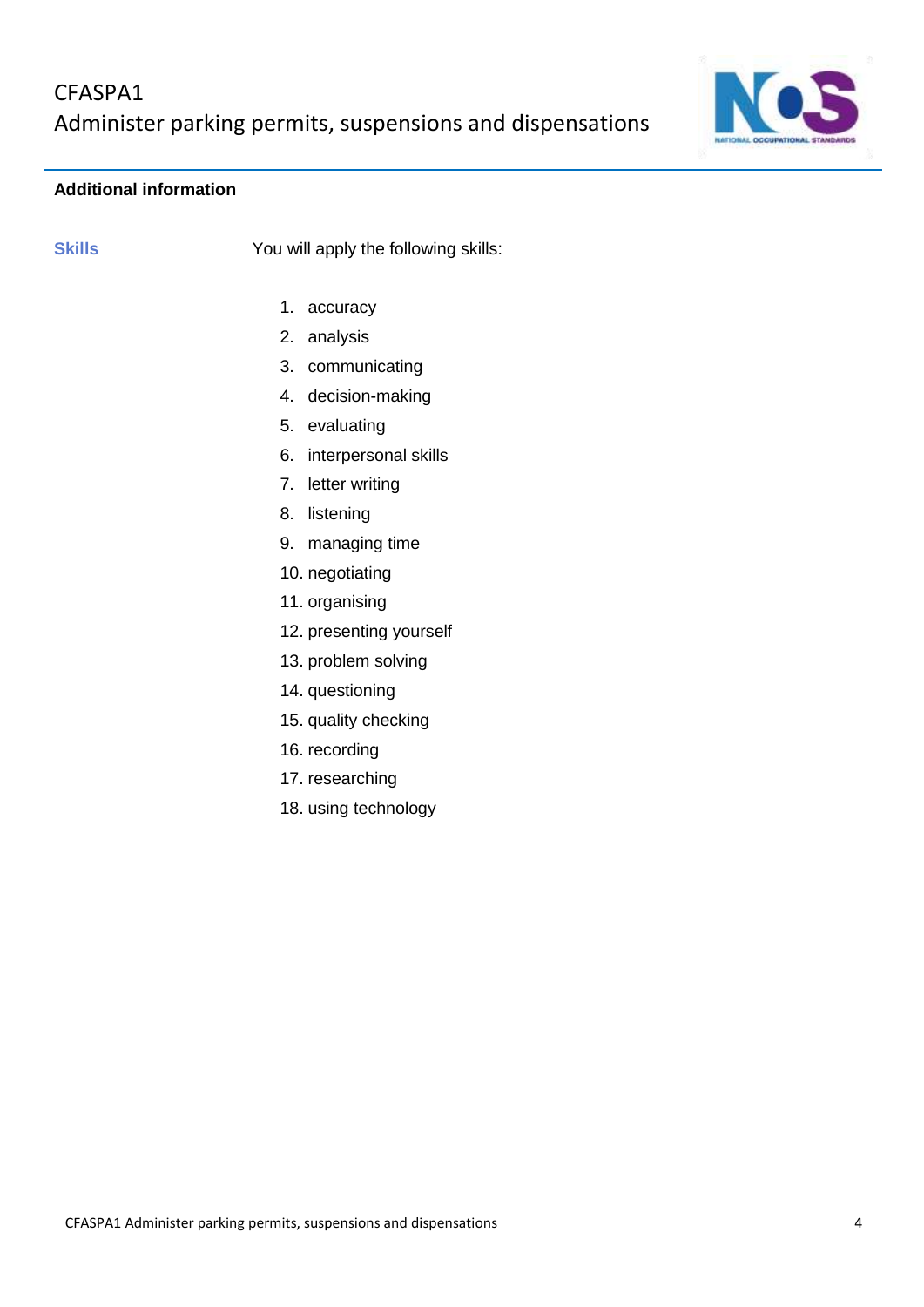## Additional information

| | |
|---|---|
| **Skills** | You will apply the following skills: |
| | 1. accuracy<br>2. analysis<br>3. communicating<br>4. decision-making<br>5. evaluating<br>6. interpersonal skills<br>7. letter writing<br>8. listening<br>9. managing time<br>10. negotiating<br>11. organising<br>12. presenting yourself<br>13. problem solving<br>14. questioning<br>15. quality checking<br>16. recording<br>17. researching<br>18. using technology |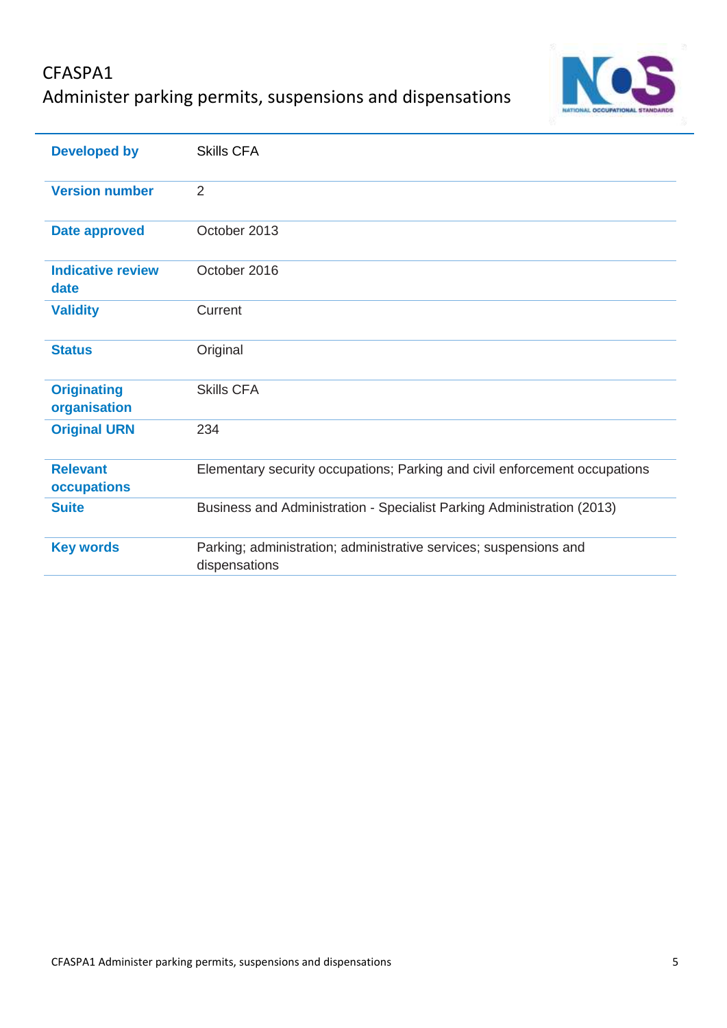# CFASPA1
## Administer parking permits, suspensions and dispensations

| | |
|---|---|
| **Developed by** | Skills CFA |
| **Version number** | 2 |
| **Date approved** | October 2013 |
| **Indicative review date** | October 2016 |
| **Validity** | Current |
| **Status** | Original |
| **Originating organisation** | Skills CFA |
| **Original URN** | 234 |
| **Relevant occupations** | Elementary security occupations; Parking and civil enforcement occupations |
| **Suite** | Business and Administration - Specialist Parking Administration (2013) |
| **Key words** | Parking; administration; administrative services; suspensions and dispensations |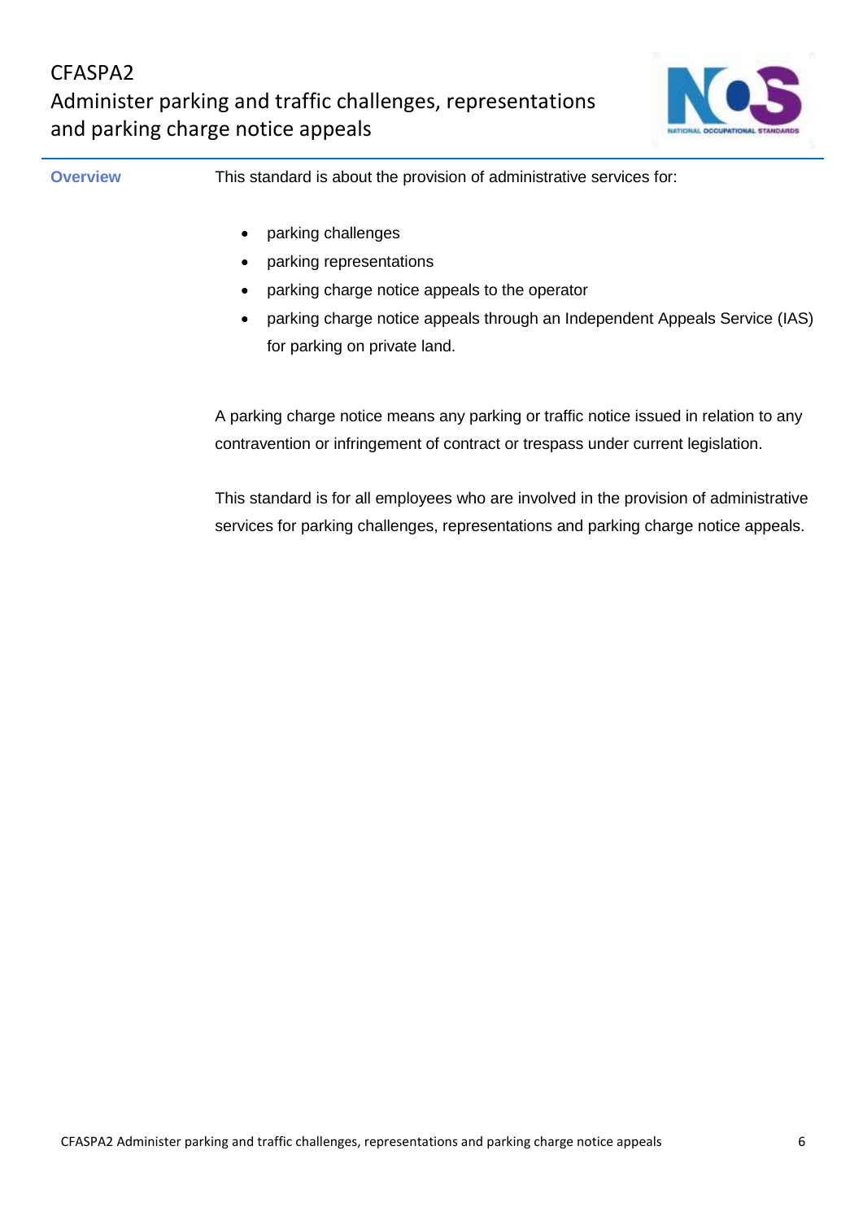# CFASPA2
# Administer parking and traffic challenges, representations and parking charge notice appeals

## Overview

This standard is about the provision of administrative services for:

- parking challenges
- parking representations
- parking charge notice appeals to the operator
- parking charge notice appeals through an Independent Appeals Service (IAS) for parking on private land.

A parking charge notice means any parking or traffic notice issued in relation to any contravention or infringement of contract or trespass under current legislation.

This standard is for all employees who are involved in the provision of administrative services for parking challenges, representations and parking charge notice appeals.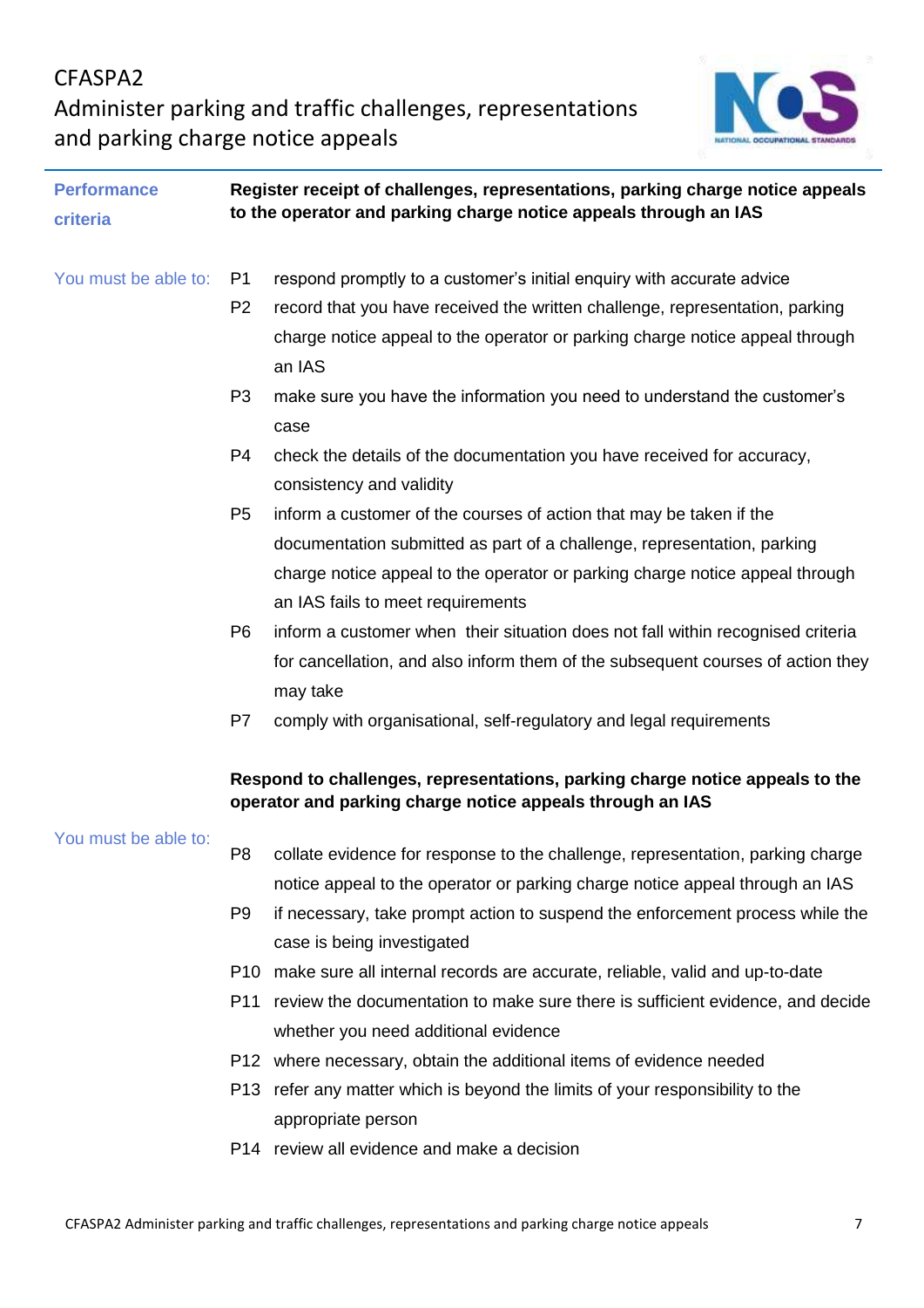## Performance criteria

**Register receipt of challenges, representations, parking charge notice appeals to the operator and parking charge notice appeals through an IAS**

You must be able to:

- P1 respond promptly to a customer's initial enquiry with accurate advice
- P2 record that you have received the written challenge, representation, parking charge notice appeal to the operator or parking charge notice appeal through an IAS
- P3 make sure you have the information you need to understand the customer's case
- P4 check the details of the documentation you have received for accuracy, consistency and validity
- P5 inform a customer of the courses of action that may be taken if the documentation submitted as part of a challenge, representation, parking charge notice appeal to the operator or parking charge notice appeal through an IAS fails to meet requirements
- P6 inform a customer when their situation does not fall within recognised criteria for cancellation, and also inform them of the subsequent courses of action they may take
- P7 comply with organisational, self-regulatory and legal requirements

**Respond to challenges, representations, parking charge notice appeals to the operator and parking charge notice appeals through an IAS**

You must be able to:

- P8 collate evidence for response to the challenge, representation, parking charge notice appeal to the operator or parking charge notice appeal through an IAS
- P9 if necessary, take prompt action to suspend the enforcement process while the case is being investigated
- P10 make sure all internal records are accurate, reliable, valid and up-to-date
- P11 review the documentation to make sure there is sufficient evidence, and decide whether you need additional evidence
- P12 where necessary, obtain the additional items of evidence needed
- P13 refer any matter which is beyond the limits of your responsibility to the appropriate person
- P14 review all evidence and make a decision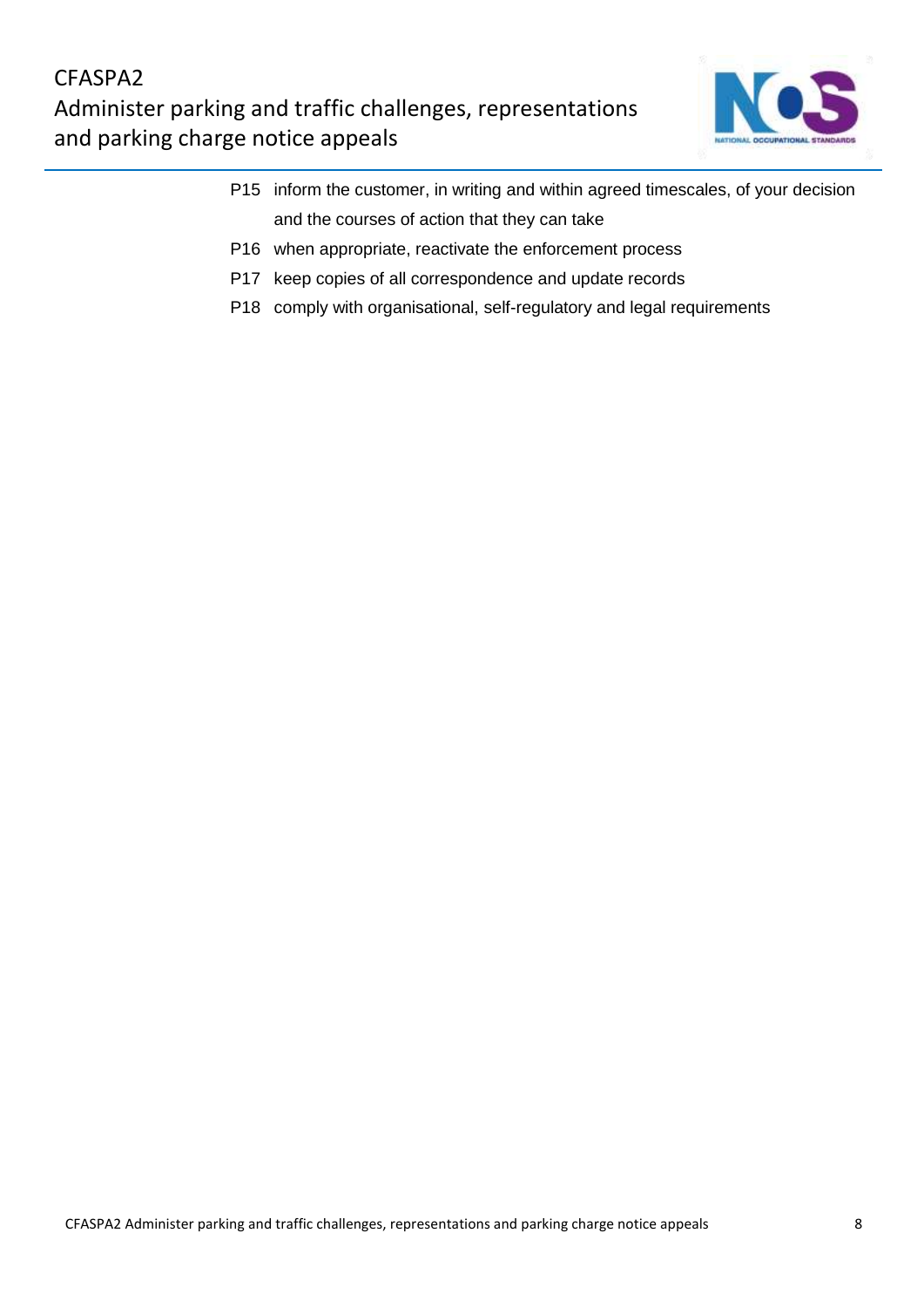P15 inform the customer, in writing and within agreed timescales, of your decision and the courses of action that they can take

P16 when appropriate, reactivate the enforcement process

P17 keep copies of all correspondence and update records

P18 comply with organisational, self-regulatory and legal requirements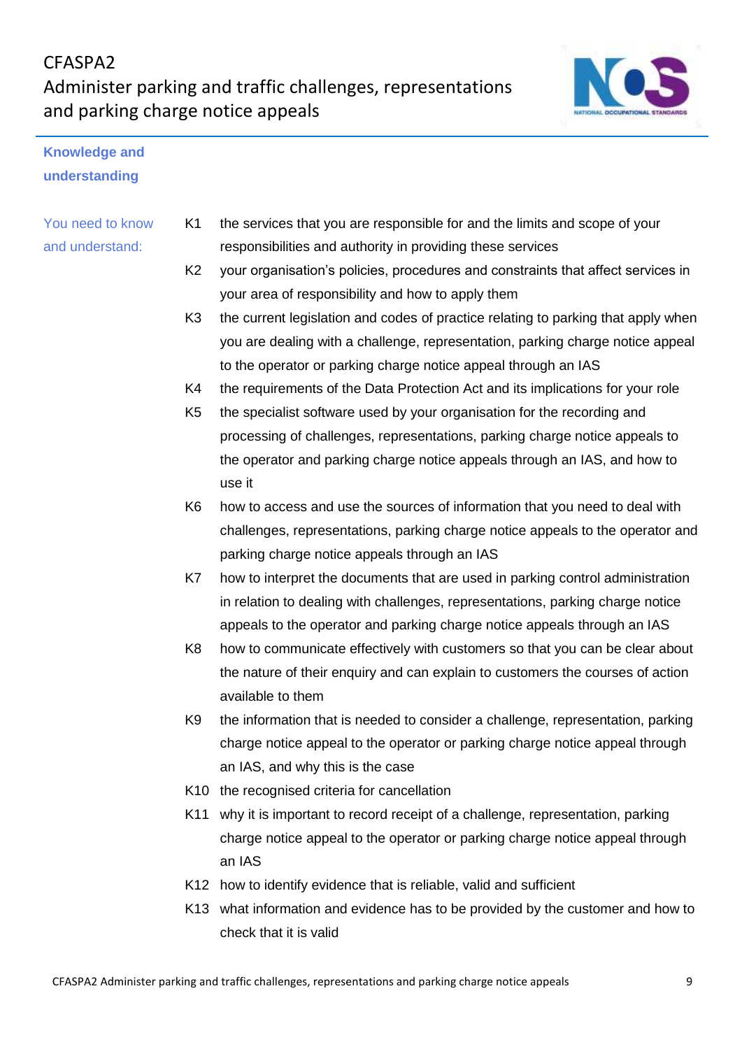## Knowledge and understanding

You need to know and understand:

- K1 the services that you are responsible for and the limits and scope of your responsibilities and authority in providing these services
- K2 your organisation's policies, procedures and constraints that affect services in your area of responsibility and how to apply them
- K3 the current legislation and codes of practice relating to parking that apply when you are dealing with a challenge, representation, parking charge notice appeal to the operator or parking charge notice appeal through an IAS
- K4 the requirements of the Data Protection Act and its implications for your role
- K5 the specialist software used by your organisation for the recording and processing of challenges, representations, parking charge notice appeals to the operator and parking charge notice appeals through an IAS, and how to use it
- K6 how to access and use the sources of information that you need to deal with challenges, representations, parking charge notice appeals to the operator and parking charge notice appeals through an IAS
- K7 how to interpret the documents that are used in parking control administration in relation to dealing with challenges, representations, parking charge notice appeals to the operator and parking charge notice appeals through an IAS
- K8 how to communicate effectively with customers so that you can be clear about the nature of their enquiry and can explain to customers the courses of action available to them
- K9 the information that is needed to consider a challenge, representation, parking charge notice appeal to the operator or parking charge notice appeal through an IAS, and why this is the case
- K10 the recognised criteria for cancellation
- K11 why it is important to record receipt of a challenge, representation, parking charge notice appeal to the operator or parking charge notice appeal through an IAS
- K12 how to identify evidence that is reliable, valid and sufficient
- K13 what information and evidence has to be provided by the customer and how to check that it is valid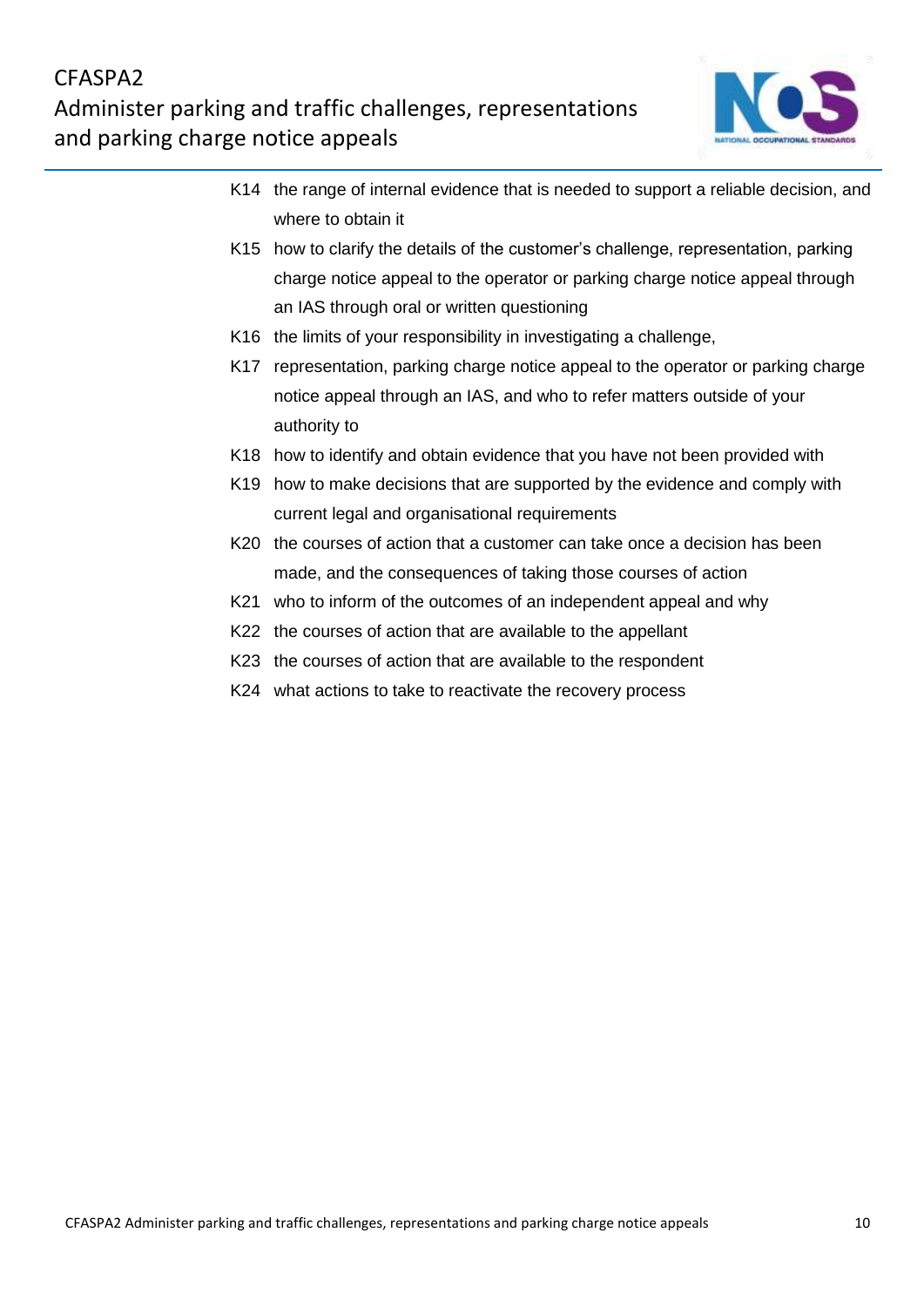K14 the range of internal evidence that is needed to support a reliable decision, and where to obtain it

K15 how to clarify the details of the customer's challenge, representation, parking charge notice appeal to the operator or parking charge notice appeal through an IAS through oral or written questioning

K16 the limits of your responsibility in investigating a challenge,

K17 representation, parking charge notice appeal to the operator or parking charge notice appeal through an IAS, and who to refer matters outside of your authority to

K18 how to identify and obtain evidence that you have not been provided with

K19 how to make decisions that are supported by the evidence and comply with current legal and organisational requirements

K20 the courses of action that a customer can take once a decision has been made, and the consequences of taking those courses of action

K21 who to inform of the outcomes of an independent appeal and why

K22 the courses of action that are available to the appellant

K23 the courses of action that are available to the respondent

K24 what actions to take to reactivate the recovery process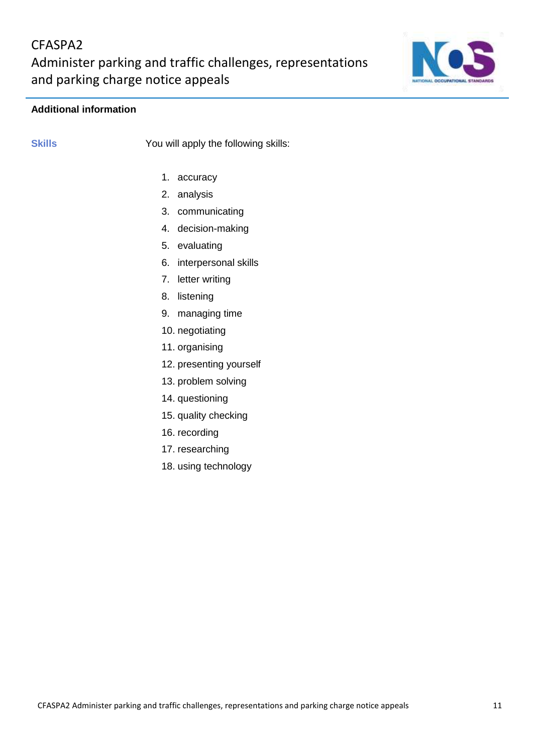## Additional information

**Skills**

You will apply the following skills:

1. accuracy
2. analysis
3. communicating
4. decision-making
5. evaluating
6. interpersonal skills
7. letter writing
8. listening
9. managing time
10. negotiating
11. organising
12. presenting yourself
13. problem solving
14. questioning
15. quality checking
16. recording
17. researching
18. using technology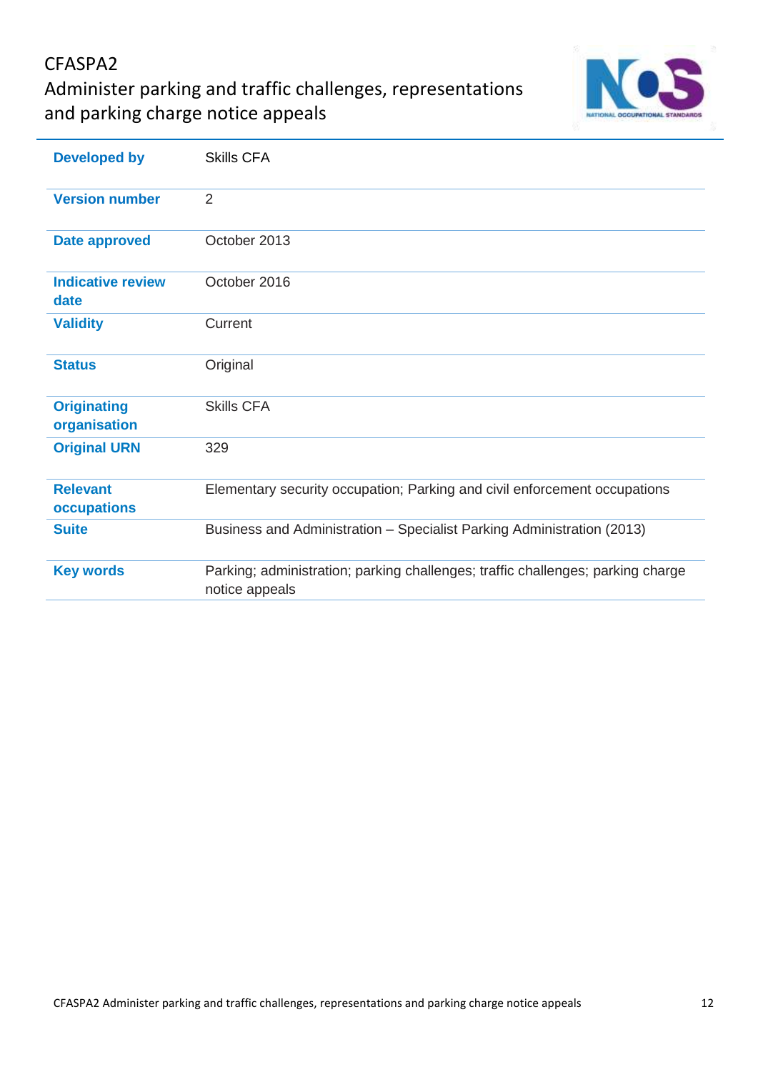# CFASPA2
## Administer parking and traffic challenges, representations and parking charge notice appeals

| | |
|---|---|
| **Developed by** | Skills CFA |
| **Version number** | 2 |
| **Date approved** | October 2013 |
| **Indicative review date** | October 2016 |
| **Validity** | Current |
| **Status** | Original |
| **Originating organisation** | Skills CFA |
| **Original URN** | 329 |
| **Relevant occupations** | Elementary security occupation; Parking and civil enforcement occupations |
| **Suite** | Business and Administration – Specialist Parking Administration (2013) |
| **Key words** | Parking; administration; parking challenges; traffic challenges; parking charge notice appeals |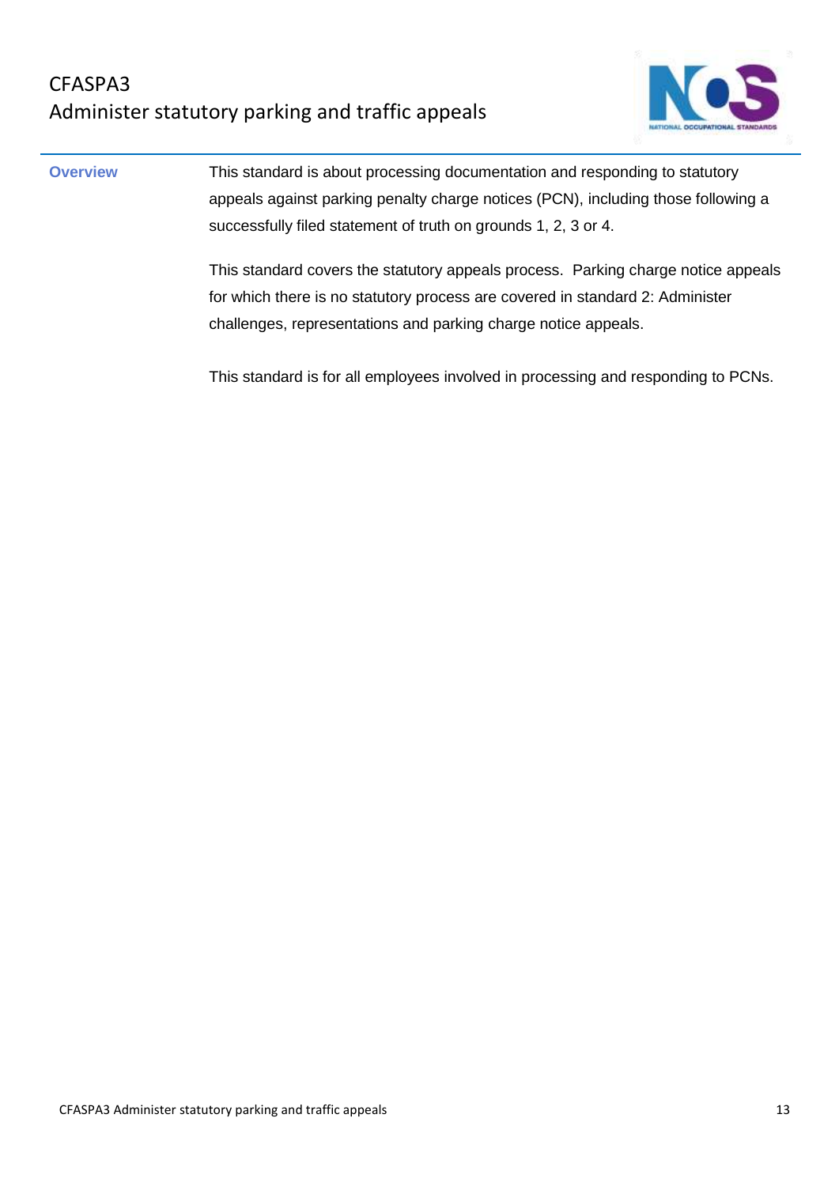# CFASPA3
## Administer statutory parking and traffic appeals

| | |
|---|---|
| **Overview** | This standard is about processing documentation and responding to statutory appeals against parking penalty charge notices (PCN), including those following a successfully filed statement of truth on grounds 1, 2, 3 or 4.<br><br>This standard covers the statutory appeals process. Parking charge notice appeals for which there is no statutory process are covered in standard 2: Administer challenges, representations and parking charge notice appeals.<br><br>This standard is for all employees involved in processing and responding to PCNs. |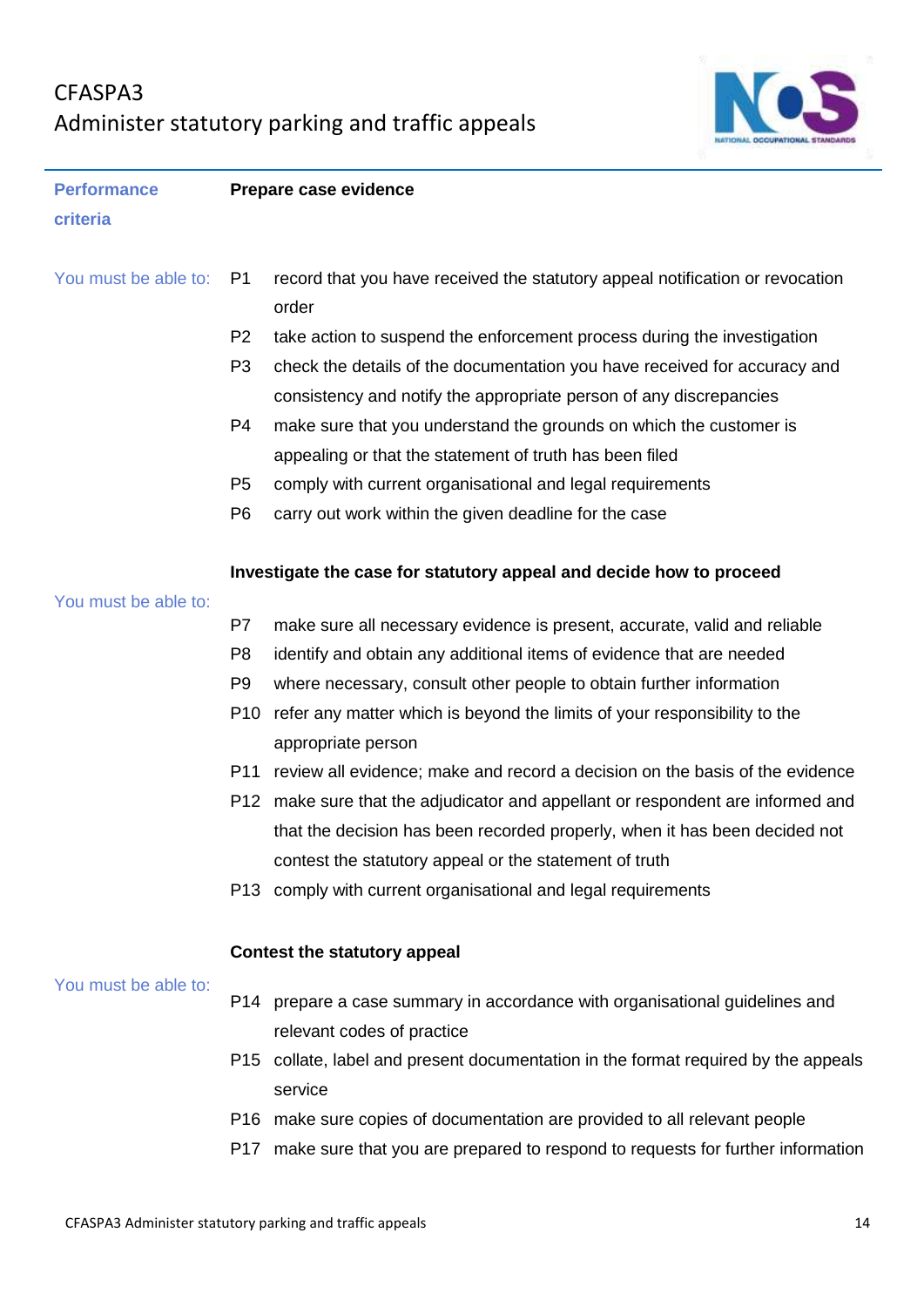# CFASPA3
# Administer statutory parking and traffic appeals

## Performance criteria

### Prepare case evidence

You must be able to:

- P1 record that you have received the statutory appeal notification or revocation order
- P2 take action to suspend the enforcement process during the investigation
- P3 check the details of the documentation you have received for accuracy and consistency and notify the appropriate person of any discrepancies
- P4 make sure that you understand the grounds on which the customer is appealing or that the statement of truth has been filed
- P5 comply with current organisational and legal requirements
- P6 carry out work within the given deadline for the case

### Investigate the case for statutory appeal and decide how to proceed

You must be able to:

- P7 make sure all necessary evidence is present, accurate, valid and reliable
- P8 identify and obtain any additional items of evidence that are needed
- P9 where necessary, consult other people to obtain further information
- P10 refer any matter which is beyond the limits of your responsibility to the appropriate person
- P11 review all evidence; make and record a decision on the basis of the evidence
- P12 make sure that the adjudicator and appellant or respondent are informed and that the decision has been recorded properly, when it has been decided not contest the statutory appeal or the statement of truth
- P13 comply with current organisational and legal requirements

### Contest the statutory appeal

You must be able to:

- P14 prepare a case summary in accordance with organisational guidelines and relevant codes of practice
- P15 collate, label and present documentation in the format required by the appeals service
- P16 make sure copies of documentation are provided to all relevant people
- P17 make sure that you are prepared to respond to requests for further information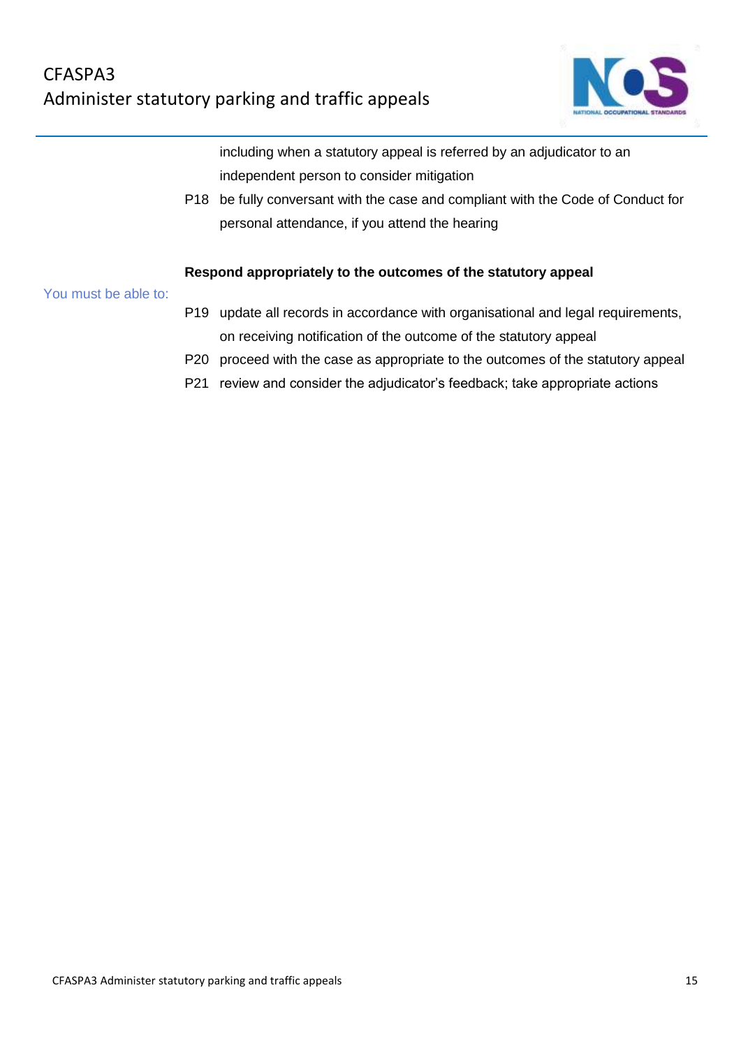including when a statutory appeal is referred by an adjudicator to an independent person to consider mitigation

P18 be fully conversant with the case and compliant with the Code of Conduct for personal attendance, if you attend the hearing

**Respond appropriately to the outcomes of the statutory appeal**

You must be able to:

P19 update all records in accordance with organisational and legal requirements, on receiving notification of the outcome of the statutory appeal

P20 proceed with the case as appropriate to the outcomes of the statutory appeal

P21 review and consider the adjudicator's feedback; take appropriate actions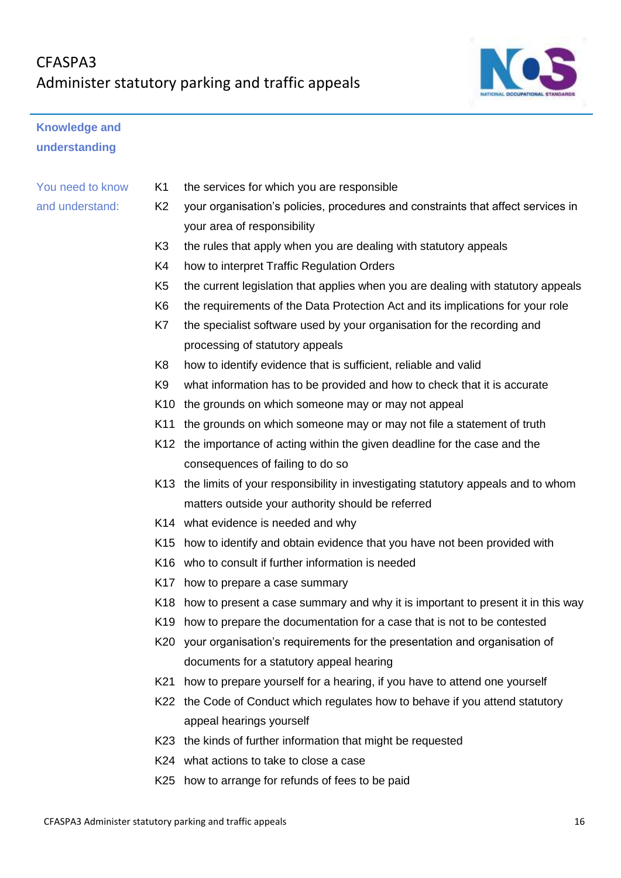## Knowledge and understanding

**You need to know and understand:**

| | |
|---|---|
| K1 | the services for which you are responsible |
| K2 | your organisation's policies, procedures and constraints that affect services in your area of responsibility |
| K3 | the rules that apply when you are dealing with statutory appeals |
| K4 | how to interpret Traffic Regulation Orders |
| K5 | the current legislation that applies when you are dealing with statutory appeals |
| K6 | the requirements of the Data Protection Act and its implications for your role |
| K7 | the specialist software used by your organisation for the recording and processing of statutory appeals |
| K8 | how to identify evidence that is sufficient, reliable and valid |
| K9 | what information has to be provided and how to check that it is accurate |
| K10 | the grounds on which someone may or may not appeal |
| K11 | the grounds on which someone may or may not file a statement of truth |
| K12 | the importance of acting within the given deadline for the case and the consequences of failing to do so |
| K13 | the limits of your responsibility in investigating statutory appeals and to whom matters outside your authority should be referred |
| K14 | what evidence is needed and why |
| K15 | how to identify and obtain evidence that you have not been provided with |
| K16 | who to consult if further information is needed |
| K17 | how to prepare a case summary |
| K18 | how to present a case summary and why it is important to present it in this way |
| K19 | how to prepare the documentation for a case that is not to be contested |
| K20 | your organisation's requirements for the presentation and organisation of documents for a statutory appeal hearing |
| K21 | how to prepare yourself for a hearing, if you have to attend one yourself |
| K22 | the Code of Conduct which regulates how to behave if you attend statutory appeal hearings yourself |
| K23 | the kinds of further information that might be requested |
| K24 | what actions to take to close a case |
| K25 | how to arrange for refunds of fees to be paid |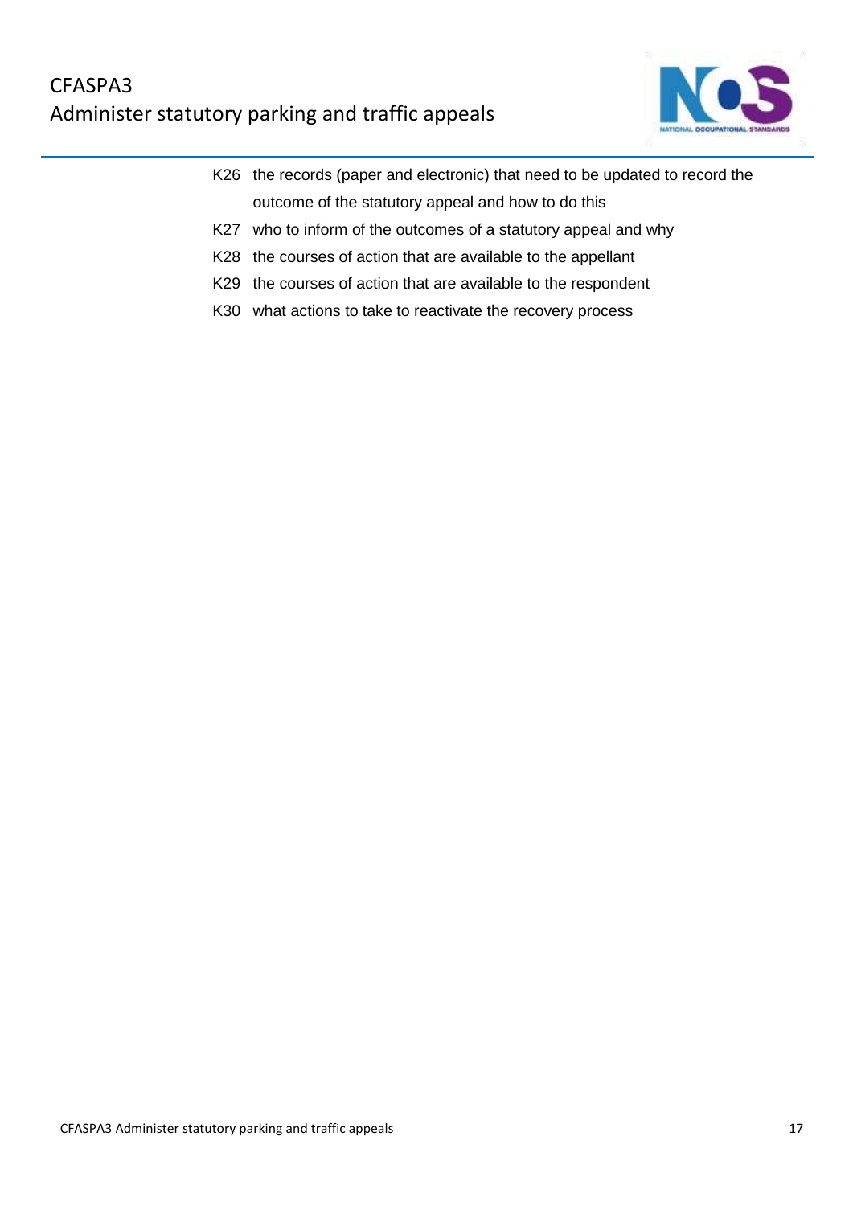K26 the records (paper and electronic) that need to be updated to record the outcome of the statutory appeal and how to do this

K27 who to inform of the outcomes of a statutory appeal and why

K28 the courses of action that are available to the appellant

K29 the courses of action that are available to the respondent

K30 what actions to take to reactivate the recovery process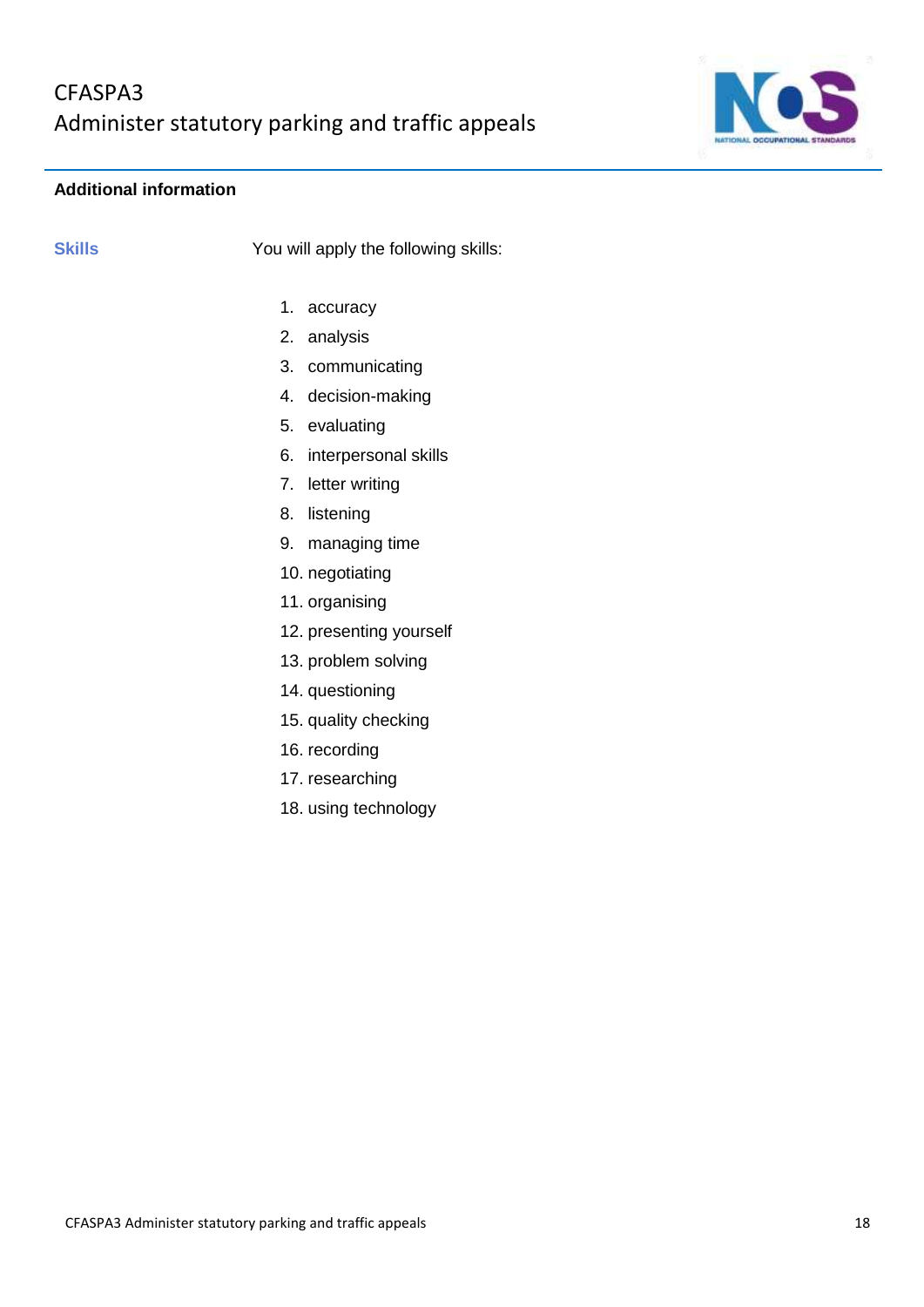## Additional information

| | |
|---|---|
| **Skills** | You will apply the following skills:<br><br>1. accuracy<br>2. analysis<br>3. communicating<br>4. decision-making<br>5. evaluating<br>6. interpersonal skills<br>7. letter writing<br>8. listening<br>9. managing time<br>10. negotiating<br>11. organising<br>12. presenting yourself<br>13. problem solving<br>14. questioning<br>15. quality checking<br>16. recording<br>17. researching<br>18. using technology |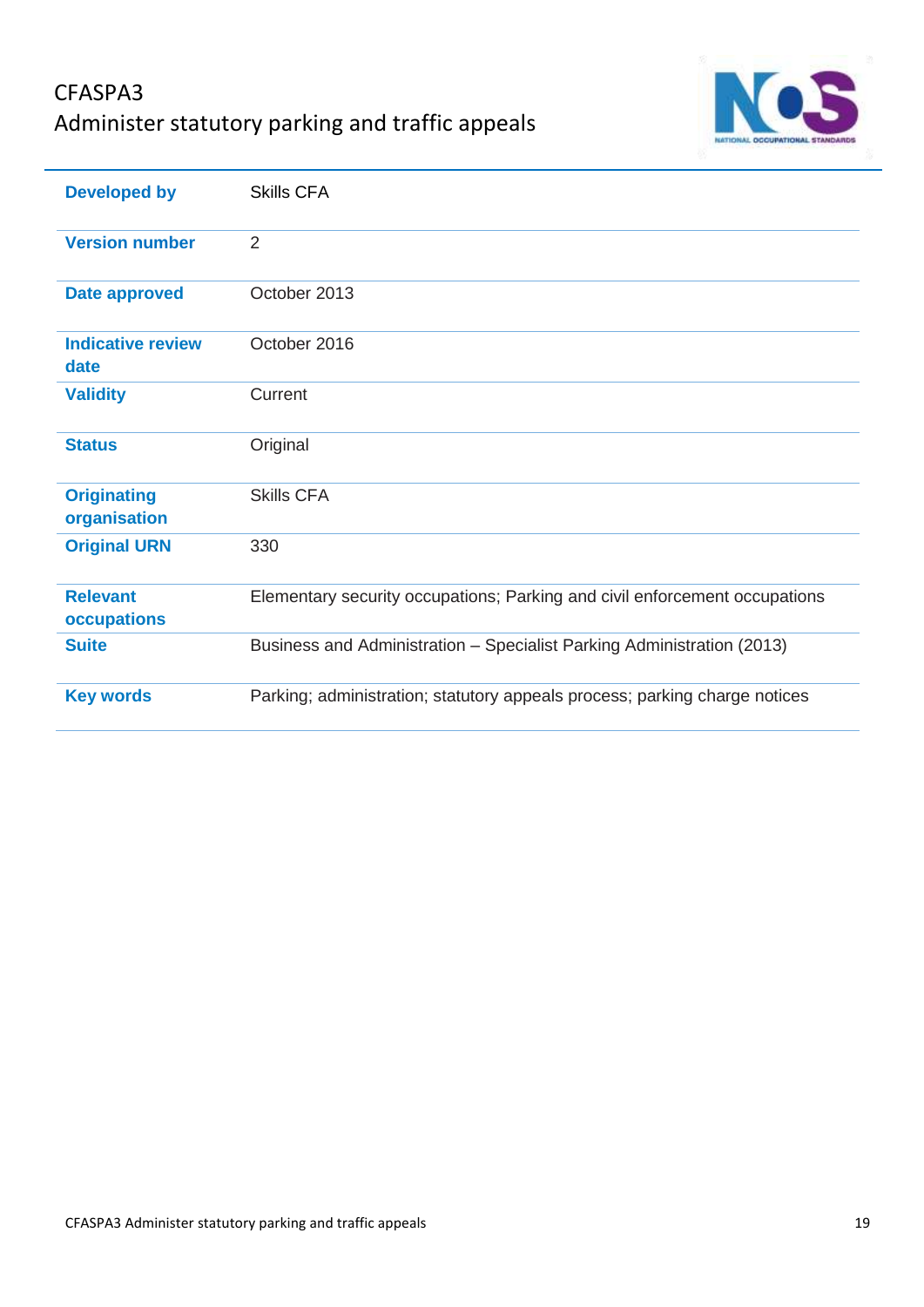# CFASPA3
## Administer statutory parking and traffic appeals

| | |
|---|---|
| **Developed by** | Skills CFA |
| **Version number** | 2 |
| **Date approved** | October 2013 |
| **Indicative review date** | October 2016 |
| **Validity** | Current |
| **Status** | Original |
| **Originating organisation** | Skills CFA |
| **Original URN** | 330 |
| **Relevant occupations** | Elementary security occupations; Parking and civil enforcement occupations |
| **Suite** | Business and Administration – Specialist Parking Administration (2013) |
| **Key words** | Parking; administration; statutory appeals process; parking charge notices |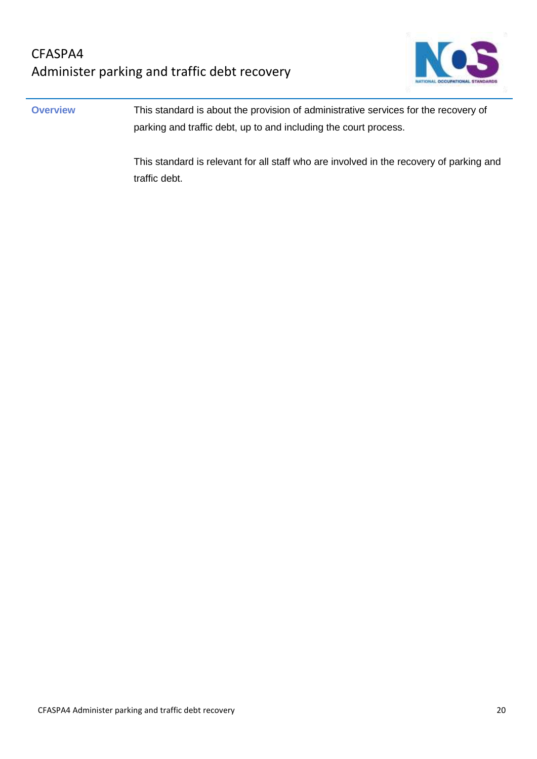# CFASPA4
# Administer parking and traffic debt recovery

**Overview**

This standard is about the provision of administrative services for the recovery of parking and traffic debt, up to and including the court process.

This standard is relevant for all staff who are involved in the recovery of parking and traffic debt.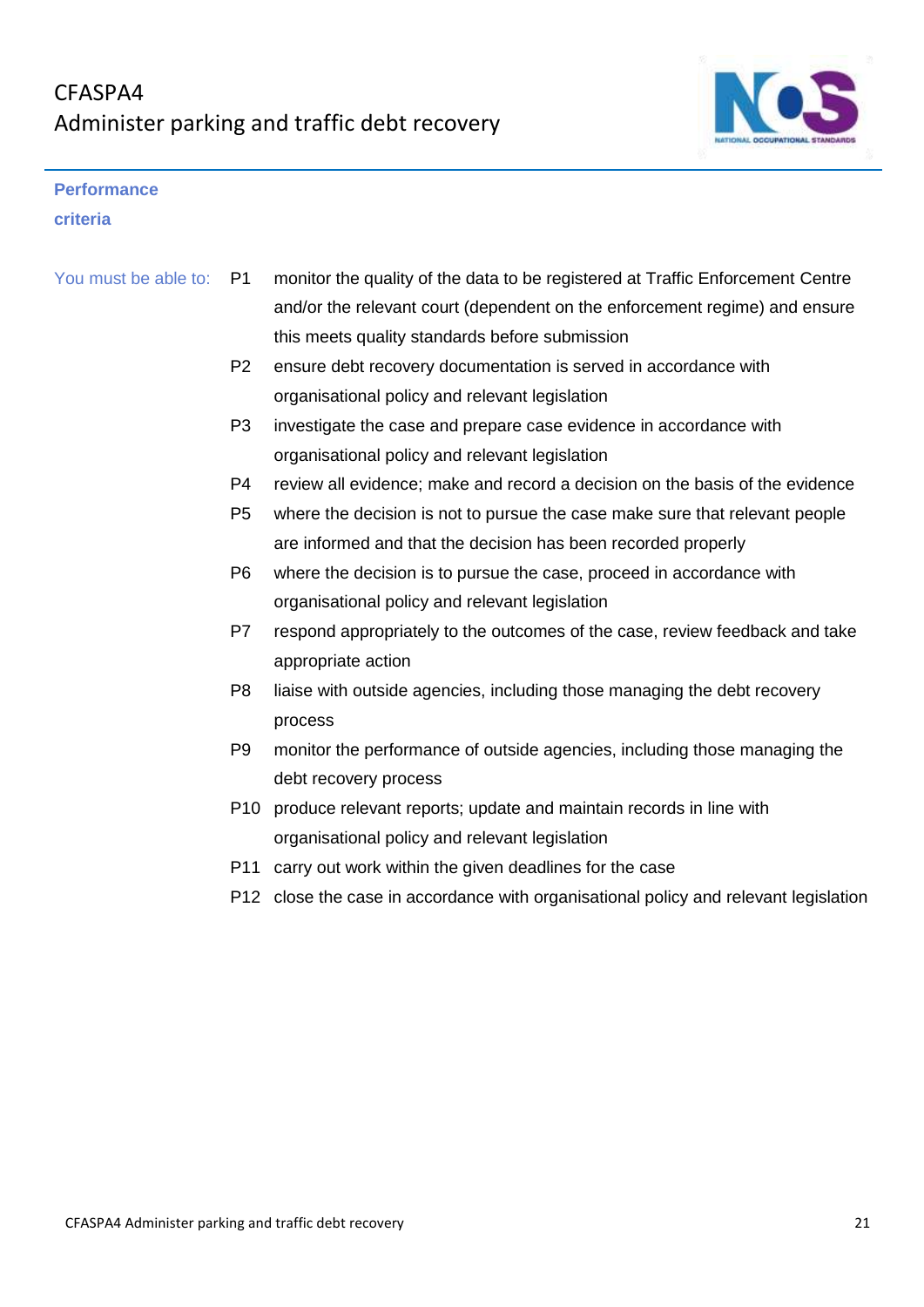# CFASPA4
# Administer parking and traffic debt recovery

## Performance criteria

You must be able to:

| | |
|---|---|
| P1 | monitor the quality of the data to be registered at Traffic Enforcement Centre and/or the relevant court (dependent on the enforcement regime) and ensure this meets quality standards before submission |
| P2 | ensure debt recovery documentation is served in accordance with organisational policy and relevant legislation |
| P3 | investigate the case and prepare case evidence in accordance with organisational policy and relevant legislation |
| P4 | review all evidence; make and record a decision on the basis of the evidence |
| P5 | where the decision is not to pursue the case make sure that relevant people are informed and that the decision has been recorded properly |
| P6 | where the decision is to pursue the case, proceed in accordance with organisational policy and relevant legislation |
| P7 | respond appropriately to the outcomes of the case, review feedback and take appropriate action |
| P8 | liaise with outside agencies, including those managing the debt recovery process |
| P9 | monitor the performance of outside agencies, including those managing the debt recovery process |
| P10 | produce relevant reports; update and maintain records in line with organisational policy and relevant legislation |
| P11 | carry out work within the given deadlines for the case |
| P12 | close the case in accordance with organisational policy and relevant legislation |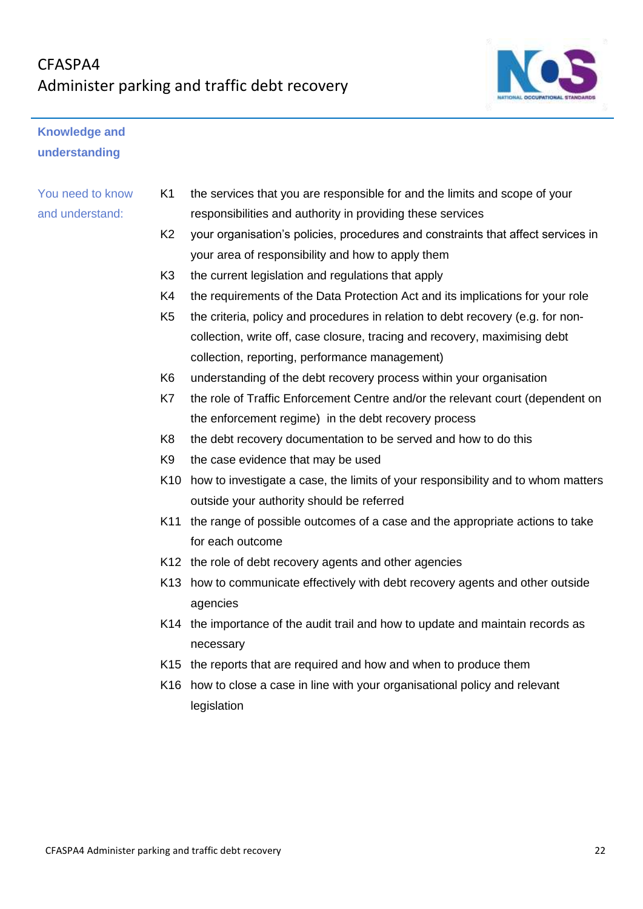## Knowledge and understanding

**You need to know and understand:**

| | |
|---|---|
| K1 | the services that you are responsible for and the limits and scope of your responsibilities and authority in providing these services |
| K2 | your organisation's policies, procedures and constraints that affect services in your area of responsibility and how to apply them |
| K3 | the current legislation and regulations that apply |
| K4 | the requirements of the Data Protection Act and its implications for your role |
| K5 | the criteria, policy and procedures in relation to debt recovery (e.g. for non-collection, write off, case closure, tracing and recovery, maximising debt collection, reporting, performance management) |
| K6 | understanding of the debt recovery process within your organisation |
| K7 | the role of Traffic Enforcement Centre and/or the relevant court (dependent on the enforcement regime) in the debt recovery process |
| K8 | the debt recovery documentation to be served and how to do this |
| K9 | the case evidence that may be used |
| K10 | how to investigate a case, the limits of your responsibility and to whom matters outside your authority should be referred |
| K11 | the range of possible outcomes of a case and the appropriate actions to take for each outcome |
| K12 | the role of debt recovery agents and other agencies |
| K13 | how to communicate effectively with debt recovery agents and other outside agencies |
| K14 | the importance of the audit trail and how to update and maintain records as necessary |
| K15 | the reports that are required and how and when to produce them |
| K16 | how to close a case in line with your organisational policy and relevant legislation |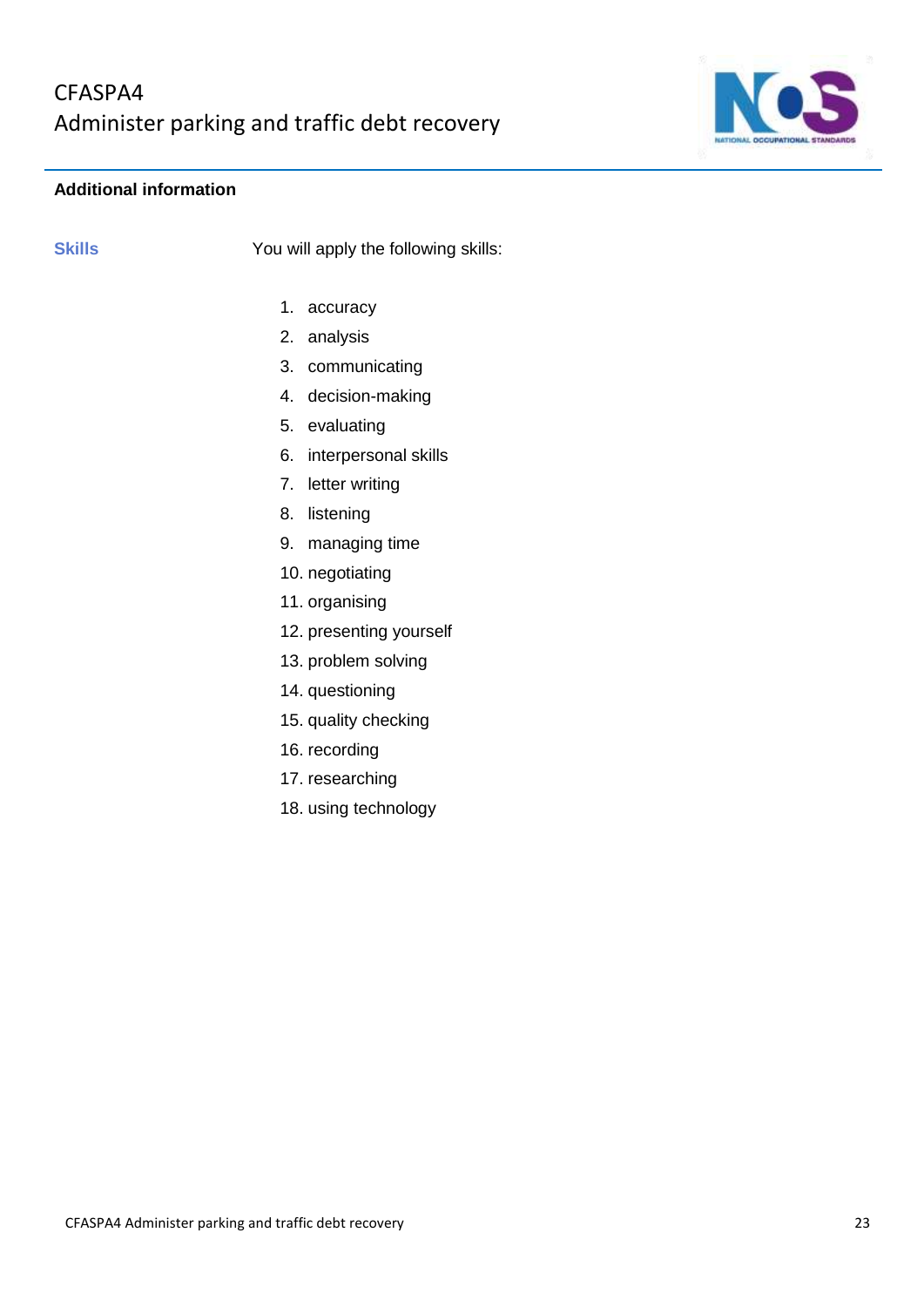## Additional information

| | |
|---|---|
| **Skills** | You will apply the following skills: |

1. accuracy
2. analysis
3. communicating
4. decision-making
5. evaluating
6. interpersonal skills
7. letter writing
8. listening
9. managing time
10. negotiating
11. organising
12. presenting yourself
13. problem solving
14. questioning
15. quality checking
16. recording
17. researching
18. using technology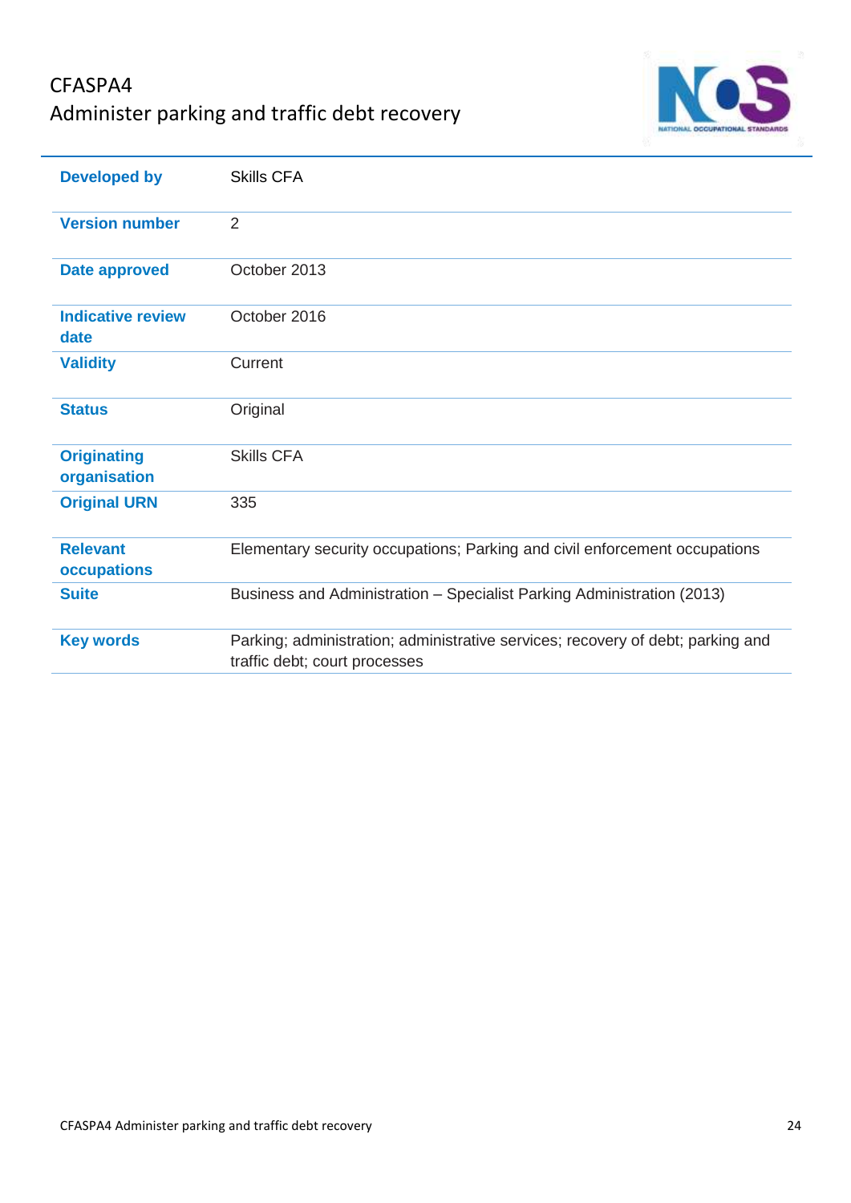# CFASPA4
## Administer parking and traffic debt recovery

| | |
|---|---|
| **Developed by** | Skills CFA |
| **Version number** | 2 |
| **Date approved** | October 2013 |
| **Indicative review date** | October 2016 |
| **Validity** | Current |
| **Status** | Original |
| **Originating organisation** | Skills CFA |
| **Original URN** | 335 |
| **Relevant occupations** | Elementary security occupations; Parking and civil enforcement occupations |
| **Suite** | Business and Administration – Specialist Parking Administration (2013) |
| **Key words** | Parking; administration; administrative services; recovery of debt; parking and traffic debt; court processes |